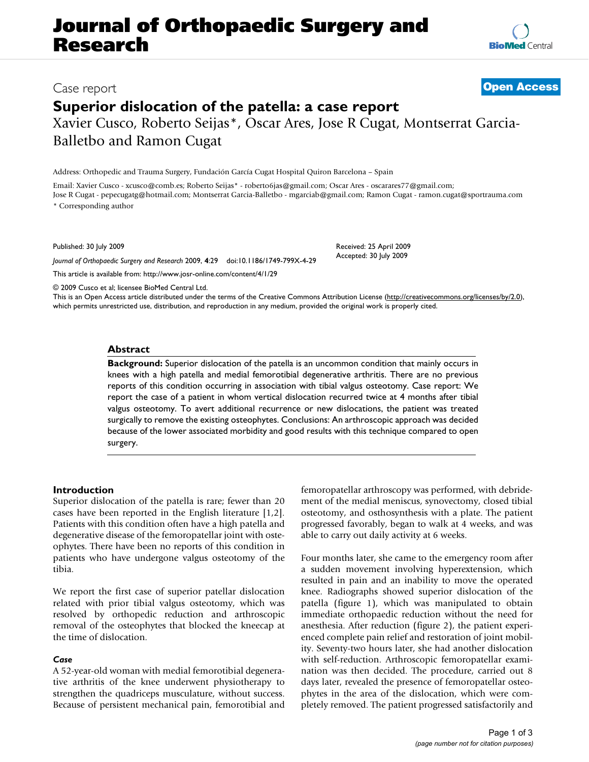# Journal of Orthopaedic Surgery and Research

Case report

**Open Access**

# Superior dislocation of the patella: a case report

Xavier Cusco, Roberto Seijas*, Oscar Ares, Jose R Cugat, Montserrat Garcia-Balletbo and Ramon Cugat

Address: Orthopedic and Trauma Surgery, Fundación García Cugat Hospital Quiron Barcelona – Spain

Email: Xavier Cusco - xcusco@comb.es; Roberto Seijas* - roberto6jas@gmail.com; Oscar Ares - oscarares77@gmail.com; Jose R Cugat - pepecugatg@hotmail.com; Montserrat Garcia-Balletbo - mgarciab@gmail.com; Ramon Cugat - ramon.cugat@sportrauma.com

* Corresponding author

Published: 30 July 2009

*Journal of Orthopaedic Surgery and Research* 2009, **4**:29 doi:10.1186/1749-799X-4-29

Received: 25 April 2009
Accepted: 30 July 2009

This article is available from: http://www.josr-online.com/content/4/1/29

© 2009 Cusco et al; licensee BioMed Central Ltd.
This is an Open Access article distributed under the terms of the Creative Commons Attribution License (http://creativecommons.org/licenses/by/2.0), which permits unrestricted use, distribution, and reproduction in any medium, provided the original work is properly cited.

## Abstract

**Background:** Superior dislocation of the patella is an uncommon condition that mainly occurs in knees with a high patella and medial femorotibial degenerative arthritis. There are no previous reports of this condition occurring in association with tibial valgus osteotomy. Case report: We report the case of a patient in whom vertical dislocation recurred twice at 4 months after tibial valgus osteotomy. To avert additional recurrence or new dislocations, the patient was treated surgically to remove the existing osteophytes. Conclusions: An arthroscopic approach was decided because of the lower associated morbidity and good results with this technique compared to open surgery.

## Introduction

Superior dislocation of the patella is rare; fewer than 20 cases have been reported in the English literature [1,2]. Patients with this condition often have a high patella and degenerative disease of the femoropatellar joint with osteophytes. There have been no reports of this condition in patients who have undergone valgus osteotomy of the tibia.

We report the first case of superior patellar dislocation related with prior tibial valgus osteotomy, which was resolved by orthopedic reduction and arthroscopic removal of the osteophytes that blocked the kneecap at the time of dislocation.

### *Case*

A 52-year-old woman with medial femorotibial degenerative arthritis of the knee underwent physiotherapy to strengthen the quadriceps musculature, without success. Because of persistent mechanical pain, femorotibial and femoropatellar arthroscopy was performed, with debridement of the medial meniscus, synovectomy, closed tibial osteotomy, and osthosynthesis with a plate. The patient progressed favorably, began to walk at 4 weeks, and was able to carry out daily activity at 6 weeks.

Four months later, she came to the emergency room after a sudden movement involving hyperextension, which resulted in pain and an inability to move the operated knee. Radiographs showed superior dislocation of the patella (figure 1), which was manipulated to obtain immediate orthopaedic reduction without the need for anesthesia. After reduction (figure 2), the patient experienced complete pain relief and restoration of joint mobility. Seventy-two hours later, she had another dislocation with self-reduction. Arthroscopic femoropatellar examination was then decided. The procedure, carried out 8 days later, revealed the presence of femoropatellar osteophytes in the area of the dislocation, which were completely removed. The patient progressed satisfactorily and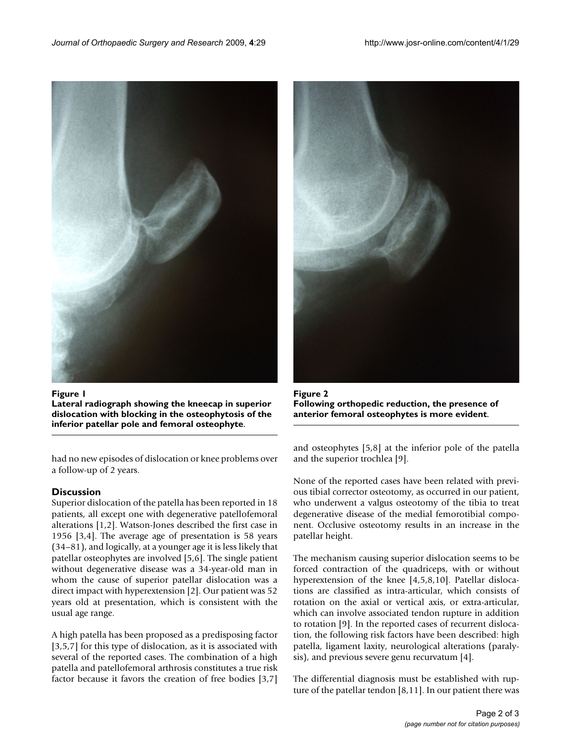**Figure 1**
**Lateral radiograph showing the kneecap in superior dislocation with blocking in the osteophytosis of the inferior patellar pole and femoral osteophyte**.

**Figure 2**
**Following orthopedic reduction, the presence of anterior femoral osteophytes is more evident**.

had no new episodes of dislocation or knee problems over a follow-up of 2 years.

## Discussion

Superior dislocation of the patella has been reported in 18 patients, all except one with degenerative patellofemoral alterations [1,2]. Watson-Jones described the first case in 1956 [3,4]. The average age of presentation is 58 years (34–81), and logically, at a younger age it is less likely that patellar osteophytes are involved [5,6]. The single patient without degenerative disease was a 34-year-old man in whom the cause of superior patellar dislocation was a direct impact with hyperextension [2]. Our patient was 52 years old at presentation, which is consistent with the usual age range.

A high patella has been proposed as a predisposing factor [3,5,7] for this type of dislocation, as it is associated with several of the reported cases. The combination of a high patella and patellofemoral arthrosis constitutes a true risk factor because it favors the creation of free bodies [3,7] and osteophytes [5,8] at the inferior pole of the patella and the superior trochlea [9].

None of the reported cases have been related with previous tibial corrector osteotomy, as occurred in our patient, who underwent a valgus osteotomy of the tibia to treat degenerative disease of the medial femorotibial component. Occlusive osteotomy results in an increase in the patellar height.

The mechanism causing superior dislocation seems to be forced contraction of the quadriceps, with or without hyperextension of the knee [4,5,8,10]. Patellar dislocations are classified as intra-articular, which consists of rotation on the axial or vertical axis, or extra-articular, which can involve associated tendon rupture in addition to rotation [9]. In the reported cases of recurrent dislocation, the following risk factors have been described: high patella, ligament laxity, neurological alterations (paralysis), and previous severe genu recurvatum [4].

The differential diagnosis must be established with rupture of the patellar tendon [8,11]. In our patient there was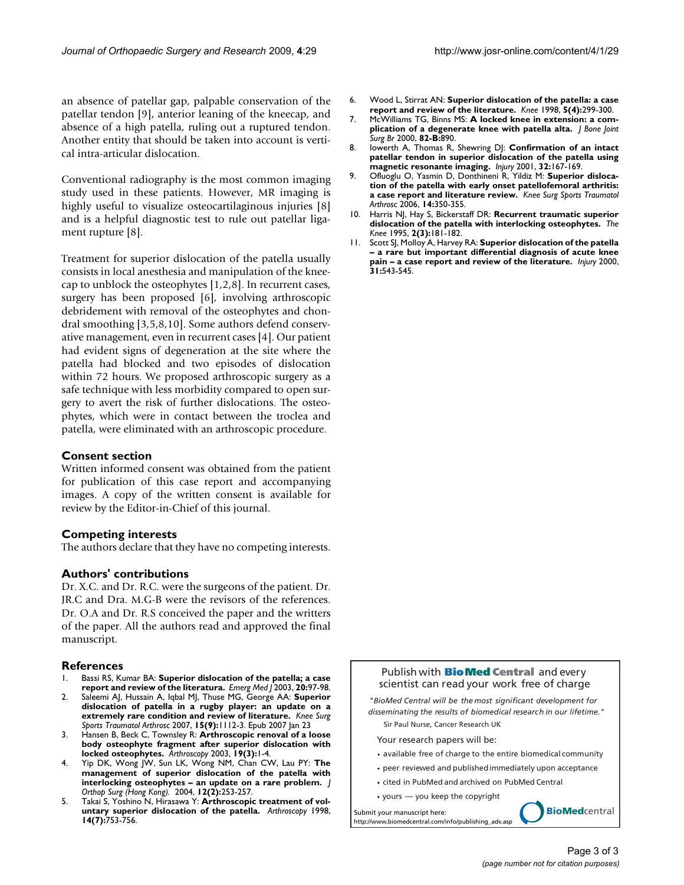an absence of patellar gap, palpable conservation of the patellar tendon [9], anterior leaning of the kneecap, and absence of a high patella, ruling out a ruptured tendon. Another entity that should be taken into account is vertical intra-articular dislocation.

Conventional radiography is the most common imaging study used in these patients. However, MR imaging is highly useful to visualize osteocartilaginous injuries [8] and is a helpful diagnostic test to rule out patellar ligament rupture [8].

Treatment for superior dislocation of the patella usually consists in local anesthesia and manipulation of the kneecap to unblock the osteophytes [1,2,8]. In recurrent cases, surgery has been proposed [6], involving arthroscopic debridement with removal of the osteophytes and chondral smoothing [3,5,8,10]. Some authors defend conservative management, even in recurrent cases [4]. Our patient had evident signs of degeneration at the site where the patella had blocked and two episodes of dislocation within 72 hours. We proposed arthroscopic surgery as a safe technique with less morbidity compared to open surgery to avert the risk of further dislocations. The osteophytes, which were in contact between the troclea and patella, were eliminated with an arthroscopic procedure.

## Consent section

Written informed consent was obtained from the patient for publication of this case report and accompanying images. A copy of the written consent is available for review by the Editor-in-Chief of this journal.

## Competing interests

The authors declare that they have no competing interests.

## Authors' contributions

Dr. X.C. and Dr. R.C. were the surgeons of the patient. Dr. JR.C and Dra. M.G-B were the revisors of the references. Dr. O.A and Dr. R.S conceived the paper and the writters of the paper. All the authors read and approved the final manuscript.

## References

1. Bassi RS, Kumar BA: **Superior dislocation of the patella; a case report and review of the literatura.** *Emerg Med J* 2003, **20:**97-98.
2. Saleemi AJ, Hussain A, Iqbal MJ, Thuse MG, George AA: **Superior dislocation of patella in a rugby player: an update on a extremely rare condition and review of literature.** *Knee Surg Sports Traumatol Arthrosc* 2007, **15(9):**1112-3. Epub 2007 Jan 23
3. Hansen B, Beck C, Townsley R: **Arthroscopic renoval of a loose body osteophyte fragment after superior dislocation with locked osteophytes.** *Arthroscopy* 2003, **19(3):**1-4.
4. Yip DK, Wong JW, Sun LK, Wong NM, Chan CW, Lau PY: **The management of superior dislocation of the patella with interlocking osteophytes – an update on a rare problem.** *J Orthop Surg (Hong Kong).* 2004, **12(2):**253-257.
5. Takai S, Yoshino N, Hirasawa Y: **Arthroscopic treatment of voluntary superior dislocation of the patella.** *Arthroscopy* 1998, **14(7):**753-756.
6. Wood L, Stirrat AN: **Superior dislocation of the patella: a case report and review of the literature.** *Knee* 1998, **5(4):**299-300.
7. McWilliams TG, Binns MS: **A locked knee in extension: a complication of a degenerate knee with patella alta.** *J Bone Joint Surg Br* 2000, **82-B:**890.
8. Iowerth A, Thomas R, Shewring DJ: **Confirmation of an intact patellar tendon in superior dislocation of the patella using magnetic resonante imaging.** *Injury* 2001, **32:**167-169.
9. Ofluoglu O, Yasmin D, Donthineni R, Yildiz M: **Superior dislocation of the patella with early onset patellofemoral arthritis: a case report and literature review.** *Knee Surg Sports Traumatol Arthrosc* 2006, **14:**350-355.
10. Harris NJ, Hay S, Bickerstaff DR: **Recurrent traumatic superior dislocation of the patella with interlocking osteophytes.** *The Knee* 1995, **2(3):**181-182.
11. Scott SJ, Molloy A, Harvey RA: **Superior dislocation of the patella – a rare but important differential diagnosis of acute knee pain – a case report and review of the literature.** *Injury* 2000, **31:**543-545.

Publish with **BioMed Central** and every scientist can read your work free of charge

*"BioMed Central will be the most significant development for disseminating the results of biomedical research in our lifetime."*
Sir Paul Nurse, Cancer Research UK

Your research papers will be:

- available free of charge to the entire biomedical community
- peer reviewed and published immediately upon acceptance
- cited in PubMed and archived on PubMed Central
- yours — you keep the copyright

Submit your manuscript here:
http://www.biomedcentral.com/info/publishing_adv.asp

BioMedcentral